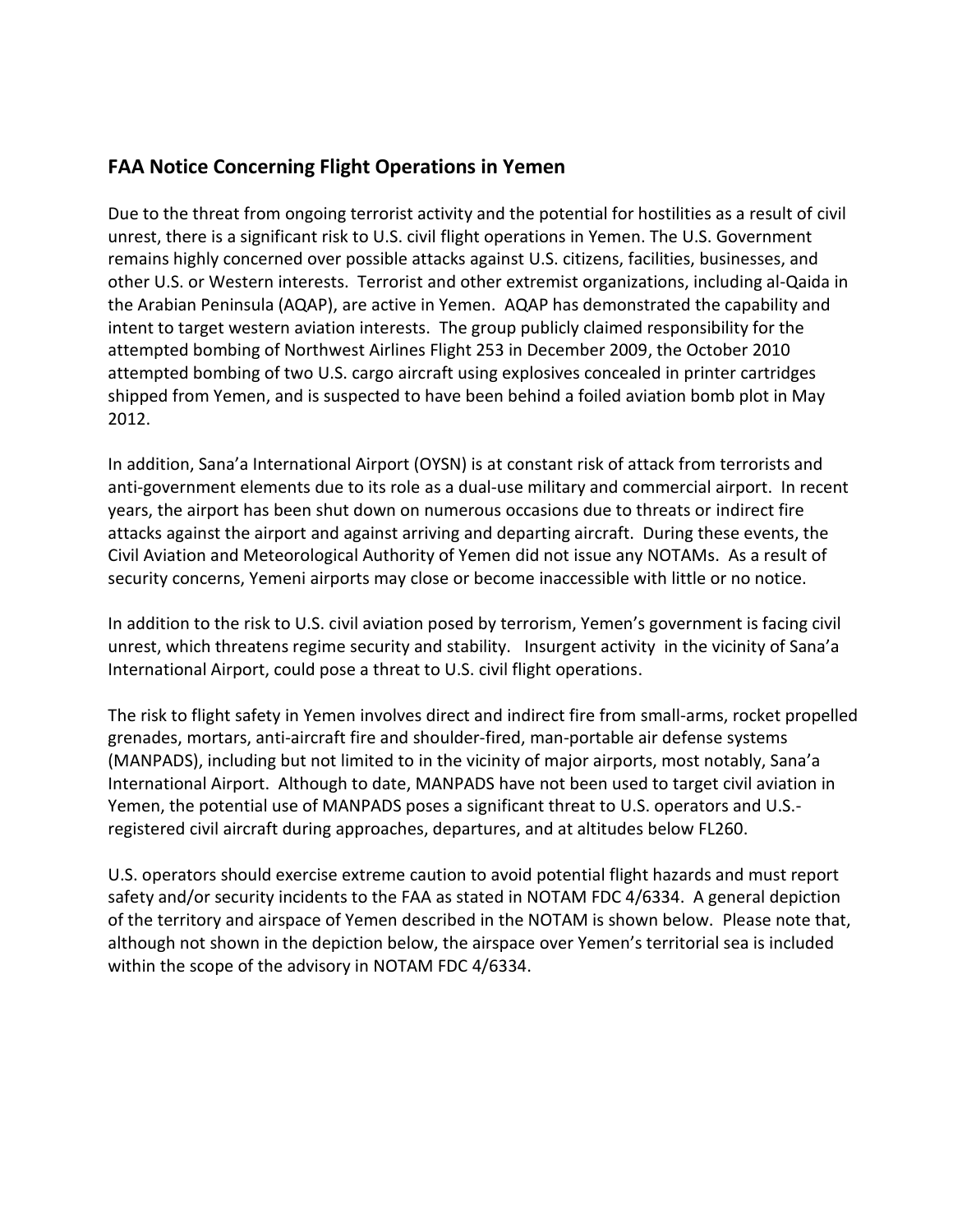## FAA Notice Concerning Flight Operations in Yemen

Due to the threat from ongoing terrorist activity and the potential for hostilities as a result of civil unrest, there is a significant risk to U.S. civil flight operations in Yemen. The U.S. Government remains highly concerned over possible attacks against U.S. citizens, facilities, businesses, and other U.S. or Western interests. Terrorist and other extremist organizations, including al-Qaida in the Arabian Peninsula (AQAP), are active in Yemen. AQAP has demonstrated the capability and intent to target western aviation interests. The group publicly claimed responsibility for the attempted bombing of Northwest Airlines Flight 253 in December 2009, the October 2010 attempted bombing of two U.S. cargo aircraft using explosives concealed in printer cartridges shipped from Yemen, and is suspected to have been behind a foiled aviation bomb plot in May 2012.

In addition, Sana'a International Airport (OYSN) is at constant risk of attack from terrorists and anti-government elements due to its role as a dual-use military and commercial airport. In recent years, the airport has been shut down on numerous occasions due to threats or indirect fire attacks against the airport and against arriving and departing aircraft. During these events, the Civil Aviation and Meteorological Authority of Yemen did not issue any NOTAMs. As a result of security concerns, Yemeni airports may close or become inaccessible with little or no notice.

In addition to the risk to U.S. civil aviation posed by terrorism, Yemen's government is facing civil unrest, which threatens regime security and stability. Insurgent activity in the vicinity of Sana'a International Airport, could pose a threat to U.S. civil flight operations.

The risk to flight safety in Yemen involves direct and indirect fire from small-arms, rocket propelled grenades, mortars, anti-aircraft fire and shoulder-fired, man-portable air defense systems (MANPADS), including but not limited to in the vicinity of major airports, most notably, Sana'a International Airport. Although to date, MANPADS have not been used to target civil aviation in Yemen, the potential use of MANPADS poses a significant threat to U.S. operators and U.S.-registered civil aircraft during approaches, departures, and at altitudes below FL260.

U.S. operators should exercise extreme caution to avoid potential flight hazards and must report safety and/or security incidents to the FAA as stated in NOTAM FDC 4/6334. A general depiction of the territory and airspace of Yemen described in the NOTAM is shown below. Please note that, although not shown in the depiction below, the airspace over Yemen's territorial sea is included within the scope of the advisory in NOTAM FDC 4/6334.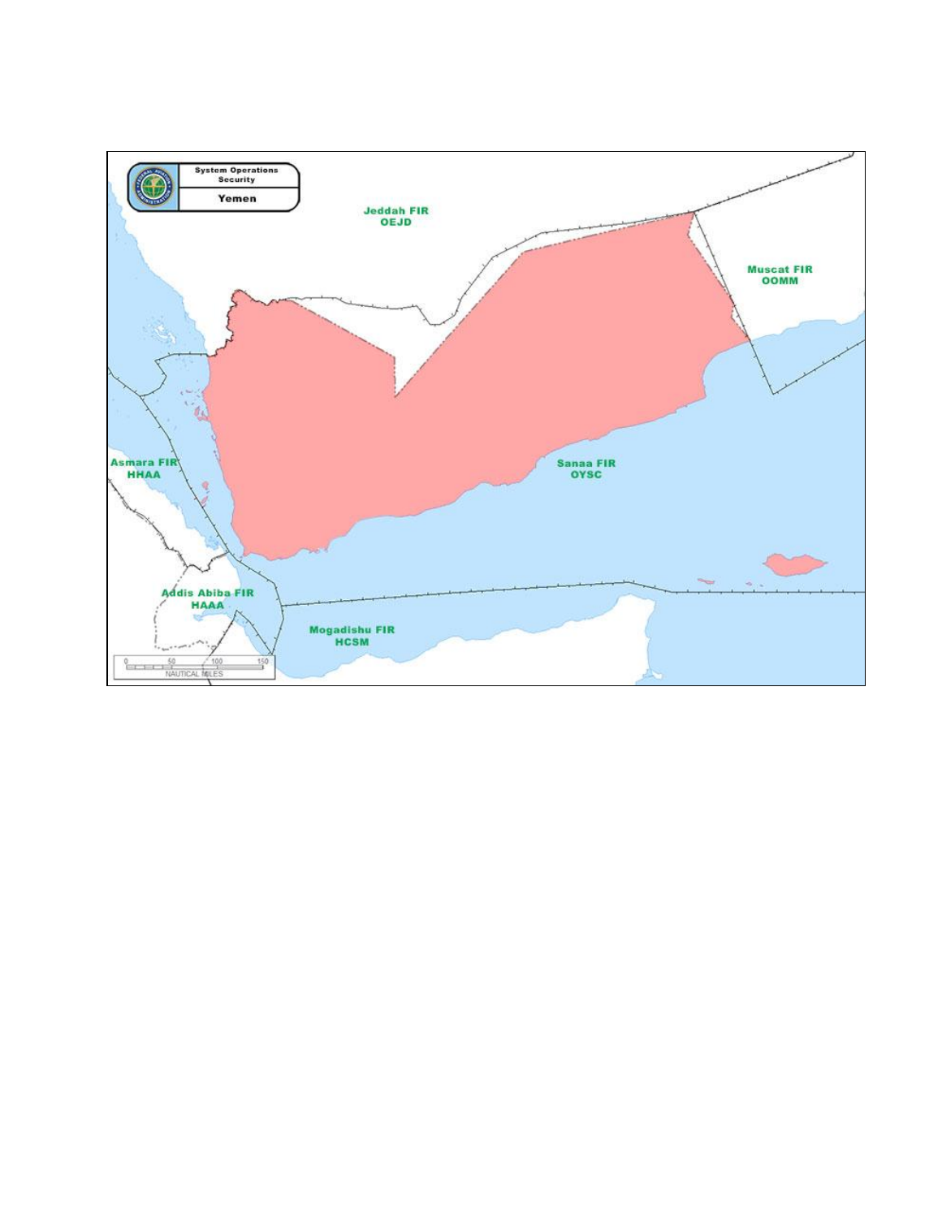System Operations Security

Yemen

Jeddah FIR
OEJD

Muscat FIR
OOMM

Asmara FIR
HHAA

Sanaa FIR
OYSC

Addis Abiba FIR
HAAA

Mogadishu FIR
HCSM

0 50 100 150
NAUTICAL MILES